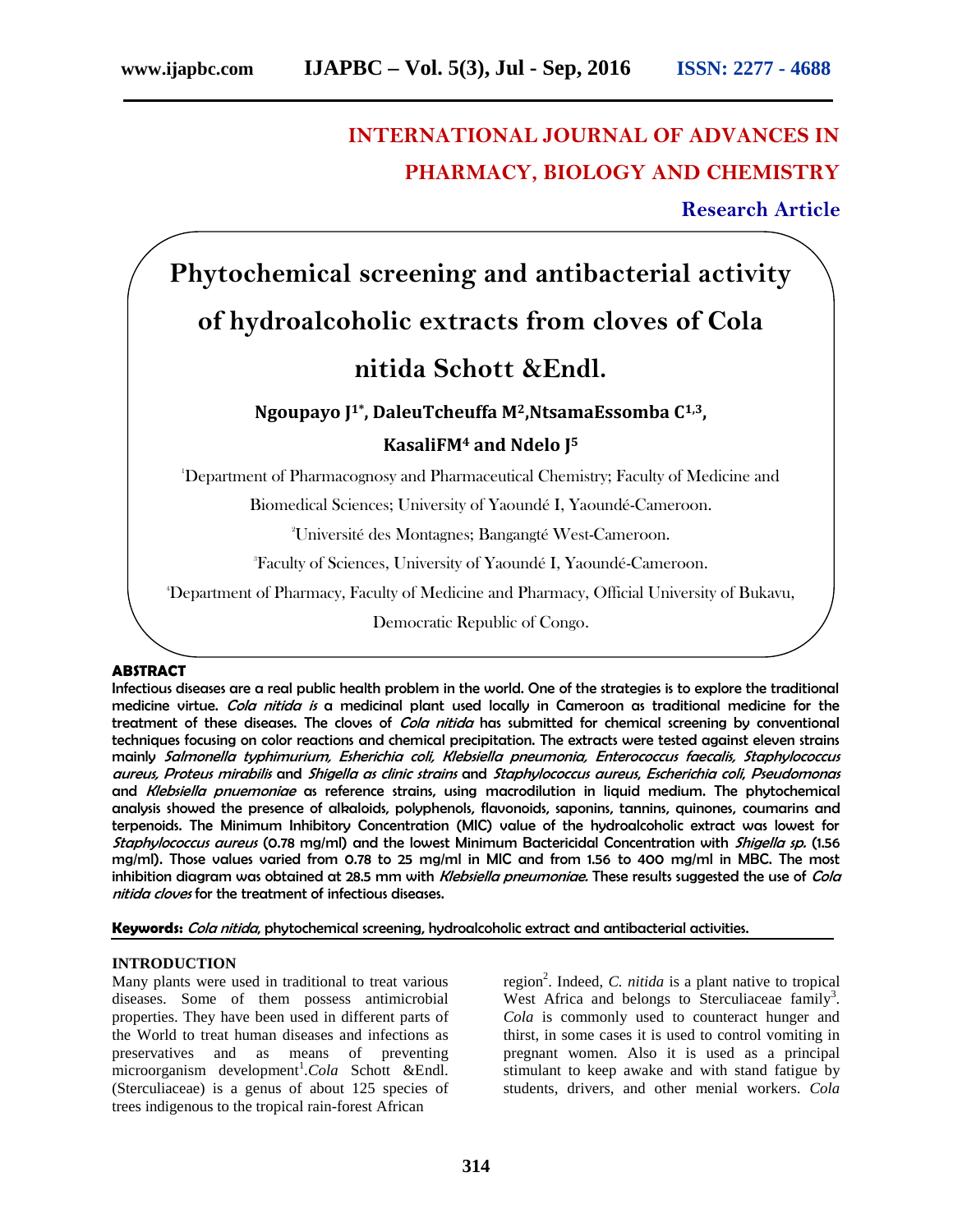# INTERNATIONAL JOURNAL OF ADVANCES IN PHARMACY, BIOLOGY AND CHEMISTRY

**Research Article**

# Phytochemical screening and antibacterial activity of hydroalcoholic extracts from cloves of Cola nitida Schott &Endl.

**Ngoupayo J[1*], DaleuTcheuffa M[2],NtsamaEssomba C[1,3], KasaliFM[4] and Ndelo J[5]**

[1]Department of Pharmacognosy and Pharmaceutical Chemistry; Faculty of Medicine and Biomedical Sciences; University of Yaoundé I, Yaoundé-Cameroon.

[2]Université des Montagnes; Bangangté West-Cameroon.

[3]Faculty of Sciences, University of Yaoundé I, Yaoundé-Cameroon.

[4]Department of Pharmacy, Faculty of Medicine and Pharmacy, Official University of Bukavu, Democratic Republic of Congo.

## ABSTRACT

**Infectious diseases are a real public health problem in the world. One of the strategies is to explore the traditional medicine virtue. *Cola nitida is* a medicinal plant used locally in Cameroon as traditional medicine for the treatment of these diseases. The cloves of *Cola nitida* has submitted for chemical screening by conventional techniques focusing on color reactions and chemical precipitation. The extracts were tested against eleven strains mainly *Salmonella typhimurium, Esherichia coli, Klebsiella pneumonia, Enterococcus faecalis, Staphylococcus aureus, Proteus mirabilis* and *Shigella as clinic strains* and *Staphylococcus aureus, Escherichia coli, Pseudomonas* and *Klebsiella pnuemoniae* as reference strains, using macrodilution in liquid medium. The phytochemical analysis showed the presence of alkaloids, polyphenols, flavonoids, saponins, tannins, quinones, coumarins and terpenoids. The Minimum Inhibitory Concentration (MIC) value of the hydroalcoholic extract was lowest for *Staphylococcus aureus* (0.78 mg/ml) and the lowest Minimum Bactericidal Concentration with *Shigella sp.* (1.56 mg/ml). Those values varied from 0.78 to 25 mg/ml in MIC and from 1.56 to 400 mg/ml in MBC. The most inhibition diagram was obtained at 28.5 mm with *Klebsiella pneumoniae.* These results suggested the use of *Cola nitida cloves* for the treatment of infectious diseases.**

**Keywords:** *Cola nitida*, phytochemical screening, hydroalcoholic extract and antibacterial activities.

## INTRODUCTION

Many plants were used in traditional to treat various diseases. Some of them possess antimicrobial properties. They have been used in different parts of the World to treat human diseases and infections as preservatives and as means of preventing microorganism development[1].*Cola* Schott &Endl. (Sterculiaceae) is a genus of about 125 species of trees indigenous to the tropical rain-forest African region[2]. Indeed, *C. nitida* is a plant native to tropical West Africa and belongs to Sterculiaceae family[3]. *Cola* is commonly used to counteract hunger and thirst, in some cases it is used to control vomiting in pregnant women. Also it is used as a principal stimulant to keep awake and with stand fatigue by students, drivers, and other menial workers. *Cola*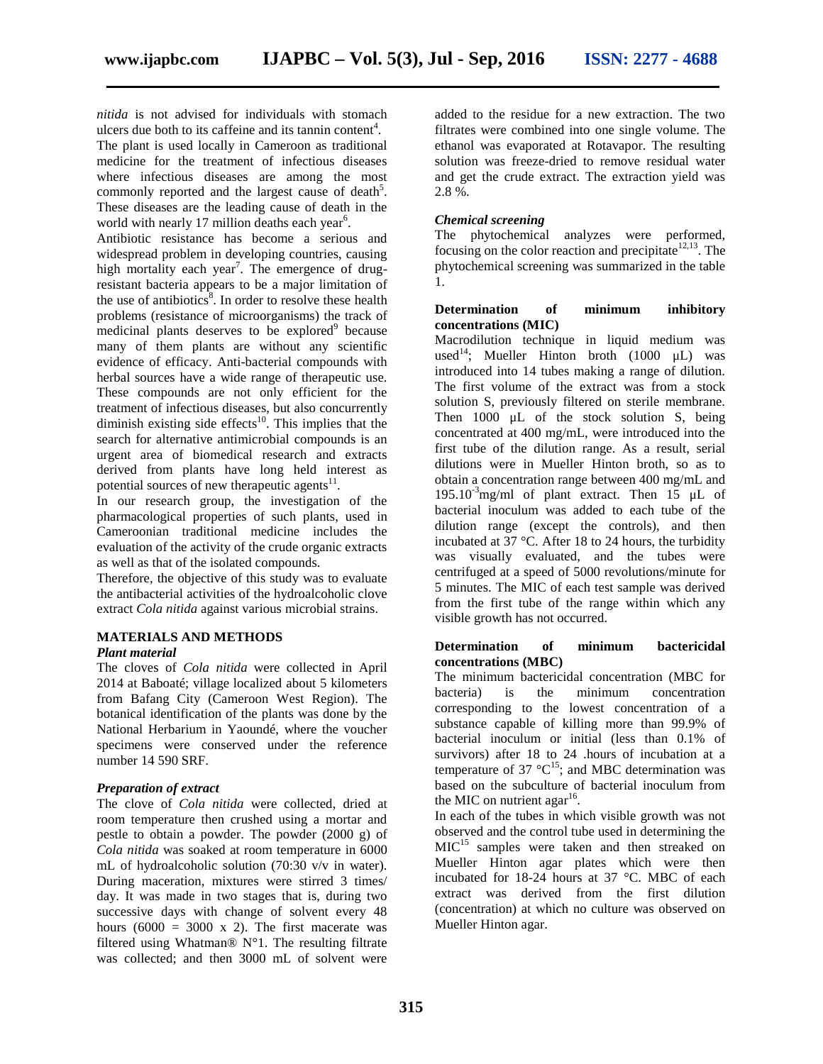*nitida* is not advised for individuals with stomach ulcers due both to its caffeine and its tannin content[4].

The plant is used locally in Cameroon as traditional medicine for the treatment of infectious diseases where infectious diseases are among the most commonly reported and the largest cause of death[5]. These diseases are the leading cause of death in the world with nearly 17 million deaths each year[6].

Antibiotic resistance has become a serious and widespread problem in developing countries, causing high mortality each year[7]. The emergence of drug-resistant bacteria appears to be a major limitation of the use of antibiotics[8]. In order to resolve these health problems (resistance of microorganisms) the track of medicinal plants deserves to be explored[9] because many of them plants are without any scientific evidence of efficacy. Anti-bacterial compounds with herbal sources have a wide range of therapeutic use. These compounds are not only efficient for the treatment of infectious diseases, but also concurrently diminish existing side effects[10]. This implies that the search for alternative antimicrobial compounds is an urgent area of biomedical research and extracts derived from plants have long held interest as potential sources of new therapeutic agents[11].

In our research group, the investigation of the pharmacological properties of such plants, used in Cameroonian traditional medicine includes the evaluation of the activity of the crude organic extracts as well as that of the isolated compounds.

Therefore, the objective of this study was to evaluate the antibacterial activities of the hydroalcoholic clove extract *Cola nitida* against various microbial strains.

## MATERIALS AND METHODS

### *Plant material*

The cloves of *Cola nitida* were collected in April 2014 at Baboaté; village localized about 5 kilometers from Bafang City (Cameroon West Region). The botanical identification of the plants was done by the National Herbarium in Yaoundé, where the voucher specimens were conserved under the reference number 14 590 SRF.

### *Preparation of extract*

The clove of *Cola nitida* were collected, dried at room temperature then crushed using a mortar and pestle to obtain a powder. The powder (2000 g) of *Cola nitida* was soaked at room temperature in 6000 mL of hydroalcoholic solution (70:30 v/v in water). During maceration, mixtures were stirred 3 times/ day. It was made in two stages that is, during two successive days with change of solvent every 48 hours (6000 = 3000 x 2). The first macerate was filtered using Whatman® N°1. The resulting filtrate was collected; and then 3000 mL of solvent were added to the residue for a new extraction. The two filtrates were combined into one single volume. The ethanol was evaporated at Rotavapor. The resulting solution was freeze-dried to remove residual water and get the crude extract. The extraction yield was 2.8 %.

### *Chemical screening*

The phytochemical analyzes were performed, focusing on the color reaction and precipitate[12,13]. The phytochemical screening was summarized in the table 1.

### Determination of minimum inhibitory concentrations (MIC)

Macrodilution technique in liquid medium was used[14]; Mueller Hinton broth (1000 µL) was introduced into 14 tubes making a range of dilution. The first volume of the extract was from a stock solution S, previously filtered on sterile membrane. Then 1000 µL of the stock solution S, being concentrated at 400 mg/mL, were introduced into the first tube of the dilution range. As a result, serial dilutions were in Mueller Hinton broth, so as to obtain a concentration range between 400 mg/mL and $195.10^{-3}$mg/ml of plant extract. Then 15 µL of bacterial inoculum was added to each tube of the dilution range (except the controls), and then incubated at 37 °C. After 18 to 24 hours, the turbidity was visually evaluated, and the tubes were centrifuged at a speed of 5000 revolutions/minute for 5 minutes. The MIC of each test sample was derived from the first tube of the range within which any visible growth has not occurred.

### Determination of minimum bactericidal concentrations (MBC)

The minimum bactericidal concentration (MBC for bacteria) is the minimum concentration corresponding to the lowest concentration of a substance capable of killing more than 99.9% of bacterial inoculum or initial (less than 0.1% of survivors) after 18 to 24 .hours of incubation at a temperature of 37 °C[15]; and MBC determination was based on the subculture of bacterial inoculum from the MIC on nutrient agar[16].

In each of the tubes in which visible growth was not observed and the control tube used in determining the MIC[15] samples were taken and then streaked on Mueller Hinton agar plates which were then incubated for 18-24 hours at 37 °C. MBC of each extract was derived from the first dilution (concentration) at which no culture was observed on Mueller Hinton agar.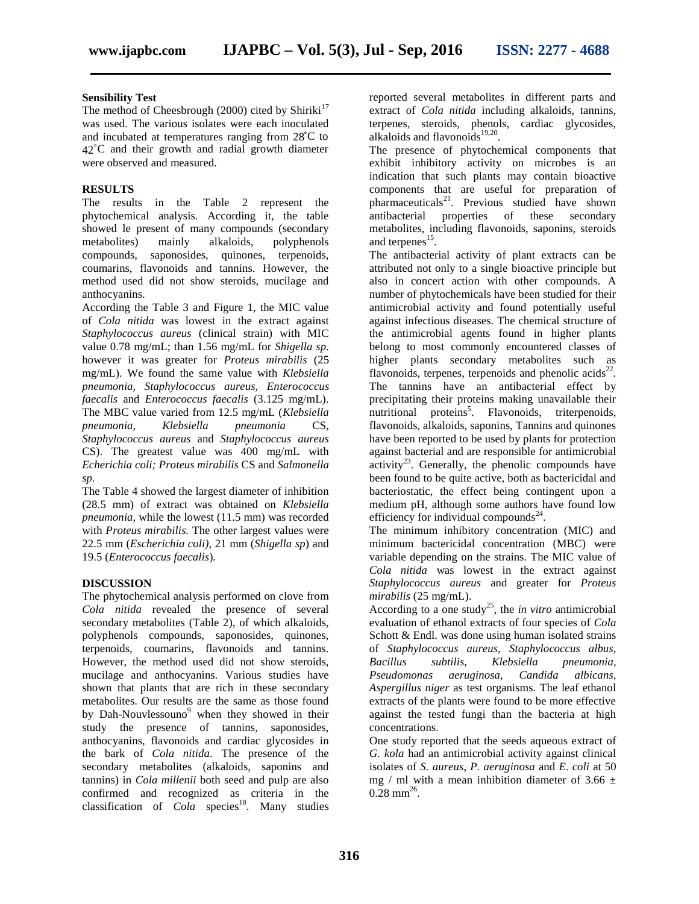### Sensibility Test

The method of Cheesbrough (2000) cited by Shiriki[17] was used. The various isolates were each inoculated and incubated at temperatures ranging from 28°C to 42°C and their growth and radial growth diameter were observed and measured.

## RESULTS

The results in the Table 2 represent the phytochemical analysis. According it, the table showed le present of many compounds (secondary metabolites) mainly alkaloids, polyphenols compounds, saponosides, quinones, terpenoids, coumarins, flavonoids and tannins. However, the method used did not show steroids, mucilage and anthocyanins.

According the Table 3 and Figure 1, the MIC value of *Cola nitida* was lowest in the extract against *Staphylococcus aureus* (clinical strain) with MIC value 0.78 mg/mL; than 1.56 mg/mL for *Shigella sp*. however it was greater for *Proteus mirabilis* (25 mg/mL). We found the same value with *Klebsiella pneumonia, Staphylococcus aureus, Enterococcus faecalis* and *Enterococcus faecalis* (3.125 mg/mL). The MBC value varied from 12.5 mg/mL (*Klebsiella pneumonia, Klebsiella pneumonia* CS, *Staphylococcus aureus* and *Staphylococcus aureus* CS). The greatest value was 400 mg/mL with *Echerichia coli; Proteus mirabilis* CS and *Salmonella sp.*

The Table 4 showed the largest diameter of inhibition (28.5 mm) of extract was obtained on *Klebsiella pneumonia*, while the lowest (11.5 mm) was recorded with *Proteus mirabilis.* The other largest values were 22.5 mm (*Escherichia coli)*, 21 mm (*Shigella sp*) and 19.5 (*Enterococcus faecalis*)*.*

## DISCUSSION

The phytochemical analysis performed on clove from *Cola nitida* revealed the presence of several secondary metabolites (Table 2), of which alkaloids, polyphenols compounds, saponosides, quinones, terpenoids, coumarins, flavonoids and tannins. However, the method used did not show steroids, mucilage and anthocyanins. Various studies have shown that plants that are rich in these secondary metabolites. Our results are the same as those found by Dah-Nouvlessouno[9] when they showed in their study the presence of tannins, saponosides, anthocyanins, flavonoids and cardiac glycosides in the bark of *Cola nitida*. The presence of the secondary metabolites (alkaloids, saponins and tannins) in *Cola millenii* both seed and pulp are also confirmed and recognized as criteria in the classification of *Cola* species[18]. Many studies reported several metabolites in different parts and extract of *Cola nitida* including alkaloids, tannins, terpenes, steroids, phenols, cardiac glycosides, alkaloids and flavonoids[19,20].

The presence of phytochemical components that exhibit inhibitory activity on microbes is an indication that such plants may contain bioactive components that are useful for preparation of pharmaceuticals[21]. Previous studied have shown antibacterial properties of these secondary metabolites, including flavonoids, saponins, steroids and terpenes[15].

The antibacterial activity of plant extracts can be attributed not only to a single bioactive principle but also in concert action with other compounds. A number of phytochemicals have been studied for their antimicrobial activity and found potentially useful against infectious diseases. The chemical structure of the antimicrobial agents found in higher plants belong to most commonly encountered classes of higher plants secondary metabolites such as flavonoids, terpenes, terpenoids and phenolic acids[22]. The tannins have an antibacterial effect by precipitating their proteins making unavailable their nutritional proteins[5]. Flavonoids, triterpenoids, flavonoids, alkaloids, saponins, Tannins and quinones have been reported to be used by plants for protection against bacterial and are responsible for antimicrobial activity[23]. Generally, the phenolic compounds have been found to be quite active, both as bactericidal and bacteriostatic, the effect being contingent upon a medium pH, although some authors have found low efficiency for individual compounds[24].

The minimum inhibitory concentration (MIC) and minimum bactericidal concentration (MBC) were variable depending on the strains. The MIC value of *Cola nitida* was lowest in the extract against *Staphylococcus aureus* and greater for *Proteus mirabilis* (25 mg/mL).

According to a one study[25], the *in vitro* antimicrobial evaluation of ethanol extracts of four species of *Cola* Schott & Endl. was done using human isolated strains of *Staphylococcus aureus, Staphylococcus albus, Bacillus subtilis, Klebsiella pneumonia, Pseudomonas aeruginosa, Candida albicans, Aspergillus niger* as test organisms. The leaf ethanol extracts of the plants were found to be more effective against the tested fungi than the bacteria at high concentrations.

One study reported that the seeds aqueous extract of *G. kola* had an antimicrobial activity against clinical isolates of *S. aureus*, *P. aeruginosa* and *E. coli* at 50 mg / ml with a mean inhibition diameter of $3.66 \pm 0.28$ mm[26].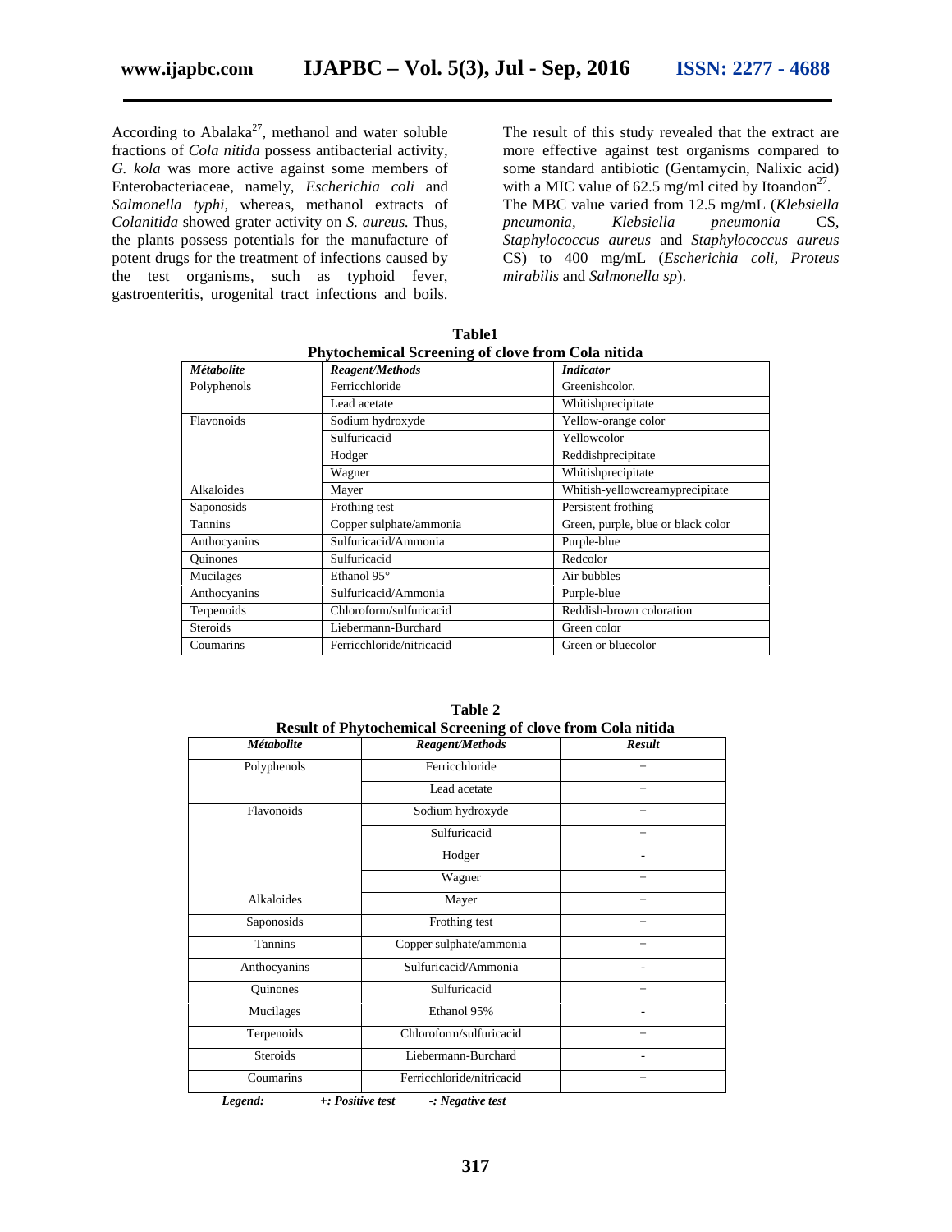According to Abalaka[27], methanol and water soluble fractions of *Cola nitida* possess antibacterial activity, *G. kola* was more active against some members of Enterobacteriaceae, namely, *Escherichia coli* and *Salmonella typhi*, whereas, methanol extracts of *Colanitida* showed grater activity on *S. aureus.* Thus, the plants possess potentials for the manufacture of potent drugs for the treatment of infections caused by the test organisms, such as typhoid fever, gastroenteritis, urogenital tract infections and boils.

The result of this study revealed that the extract are more effective against test organisms compared to some standard antibiotic (Gentamycin, Nalixic acid) with a MIC value of 62.5 mg/ml cited by Itoandon[27]. The MBC value varied from 12.5 mg/mL (*Klebsiella pneumonia*, *Klebsiella pneumonia* CS, *Staphylococcus aureus* and *Staphylococcus aureus* CS) to 400 mg/mL (*Escherichia coli, Proteus mirabilis* and *Salmonella sp*).

**Table1**
**Phytochemical Screening of clove from Cola nitida**

| *Métabolite* | *Reagent/Methods* | *Indicator* |
|---|---|---|
| Polyphenols | Ferricchloride | Greenishcolor. |
| | Lead acetate | Whitishprecipitate |
| Flavonoids | Sodium hydroxyde | Yellow-orange color |
| | Sulfuricacid | Yellowcolor |
| | Hodger | Reddishprecipitate |
| | Wagner | Whitishprecipitate |
| Alkaloides | Mayer | Whitish-yellowcreamyprecipitate |
| Saponosids | Frothing test | Persistent frothing |
| Tannins | Copper sulphate/ammonia | Green, purple, blue or black color |
| Anthocyanins | Sulfuricacid/Ammonia | Purple-blue |
| Quinones | Sulfuricacid | Redcolor |
| Mucilages | Ethanol 95° | Air bubbles |
| Anthocyanins | Sulfuricacid/Ammonia | Purple-blue |
| Terpenoids | Chloroform/sulfuricacid | Reddish-brown coloration |
| Steroids | Liebermann-Burchard | Green color |
| Coumarins | Ferricchloride/nitricacid | Green or bluecolor |

**Table 2**
**Result of Phytochemical Screening of clove from Cola nitida**

| *Métabolite* | *Reagent/Methods* | *Result* |
|---|---|---|
| Polyphenols | Ferricchloride | + |
| | Lead acetate | + |
| Flavonoids | Sodium hydroxyde | + |
| | Sulfuricacid | + |
| | Hodger | - |
| | Wagner | + |
| Alkaloides | Mayer | + |
| Saponosids | Frothing test | + |
| Tannins | Copper sulphate/ammonia | + |
| Anthocyanins | Sulfuricacid/Ammonia | - |
| Quinones | Sulfuricacid | + |
| Mucilages | Ethanol 95% | - |
| Terpenoids | Chloroform/sulfuricacid | + |
| Steroids | Liebermann-Burchard | - |
| Coumarins | Ferricchloride/nitricacid | + |

*Legend:* *+: Positive test* *-: Negative test*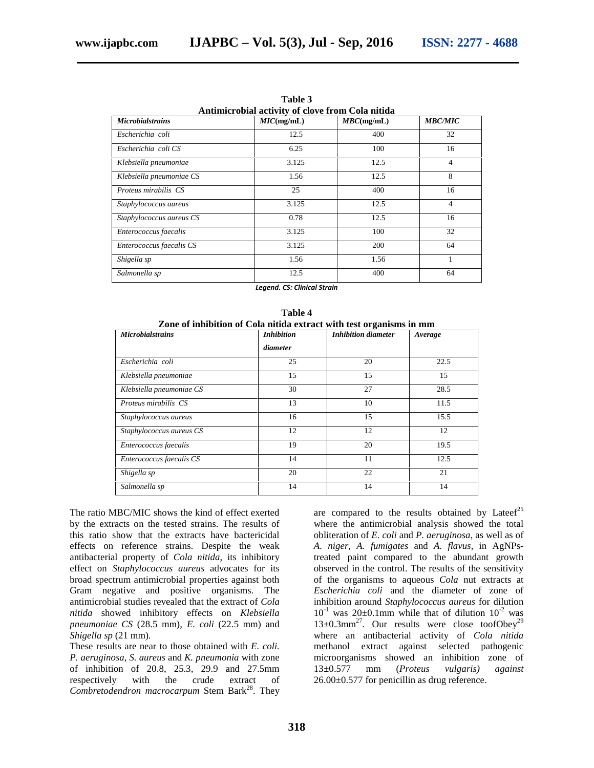**Table 3**
**Antimicrobial activity of clove from Cola nitida**

| *Microbialstrains* | *MIC*(mg/mL) | *MBC*(mg/mL) | *MBC/MIC* |
|---|---|---|---|
| *Escherichia coli* | 12.5 | 400 | 32 |
| *Escherichia coli CS* | 6.25 | 100 | 16 |
| *Klebsiella pneumoniae* | 3.125 | 12.5 | 4 |
| *Klebsiella pneumoniae CS* | 1.56 | 12.5 | 8 |
| *Proteus mirabilis CS* | 25 | 400 | 16 |
| *Staphylococcus aureus* | 3.125 | 12.5 | 4 |
| *Staphylococcus aureus CS* | 0.78 | 12.5 | 16 |
| *Enterococcus faecalis* | 3.125 | 100 | 32 |
| *Enterococcus faecalis CS* | 3.125 | 200 | 64 |
| *Shigella sp* | 1.56 | 1.56 | 1 |
| *Salmonella sp* | 12.5 | 400 | 64 |

*Legend. CS: Clinical Strain*

**Table 4**
**Zone of inhibition of Cola nitida extract with test organisms in mm**

| *Microbialstrains* | *Inhibition diameter* | *Inhibition diameter* | *Average* |
|---|---|---|---|
| *Escherichia coli* | 25 | 20 | 22.5 |
| *Klebsiella pneumoniae* | 15 | 15 | 15 |
| *Klebsiella pneumoniae CS* | 30 | 27 | 28.5 |
| *Proteus mirabilis CS* | 13 | 10 | 11.5 |
| *Staphylococcus aureus* | 16 | 15 | 15.5 |
| *Staphylococcus aureus CS* | 12 | 12 | 12 |
| *Enterococcus faecalis* | 19 | 20 | 19.5 |
| *Enterococcus faecalis CS* | 14 | 11 | 12.5 |
| *Shigella sp* | 20 | 22 | 21 |
| *Salmonella sp* | 14 | 14 | 14 |

The ratio MBC/MIC shows the kind of effect exerted by the extracts on the tested strains. The results of this ratio show that the extracts have bactericidal effects on reference strains. Despite the weak antibacterial property of *Cola nitida*, its inhibitory effect on *Staphylococcus aureus* advocates for its broad spectrum antimicrobial properties against both Gram negative and positive organisms. The antimicrobial studies revealed that the extract of *Cola nitida* showed inhibitory effects on *Klebsiella pneumoniae CS* (28.5 mm), *E. coli* (22.5 mm) and *Shigella sp* (21 mm).

These results are near to those obtained with *E. coli. P. aeruginosa*, *S. aureus* and *K. pneumonia* with zone of inhibition of 20.8, 25.3, 29.9 and 27.5mm respectively with the crude extract of *Combretodendron macrocarpum* Stem Bark[28]. They are compared to the results obtained by Lateef[25] where the antimicrobial analysis showed the total obliteration of *E. coli* and *P. aeruginosa*, as well as of *A. niger*, *A. fumigates* and *A. flavus*, in AgNPs-treated paint compared to the abundant growth observed in the control. The results of the sensitivity of the organisms to aqueous *Cola* nut extracts at *Escherichia coli* and the diameter of zone of inhibition around *Staphylococcus aureus* for dilution $10^{-1}$ was 20±0.1mm while that of dilution $10^{-2}$ was 13±0.3mm[27]. Our results were close toofObey[29] where an antibacterial activity of *Cola nitida* methanol extract against selected pathogenic microorganisms showed an inhibition zone of 13±0.577 mm (*Proteus vulgaris) against* 26.00±0.577 for penicillin as drug reference.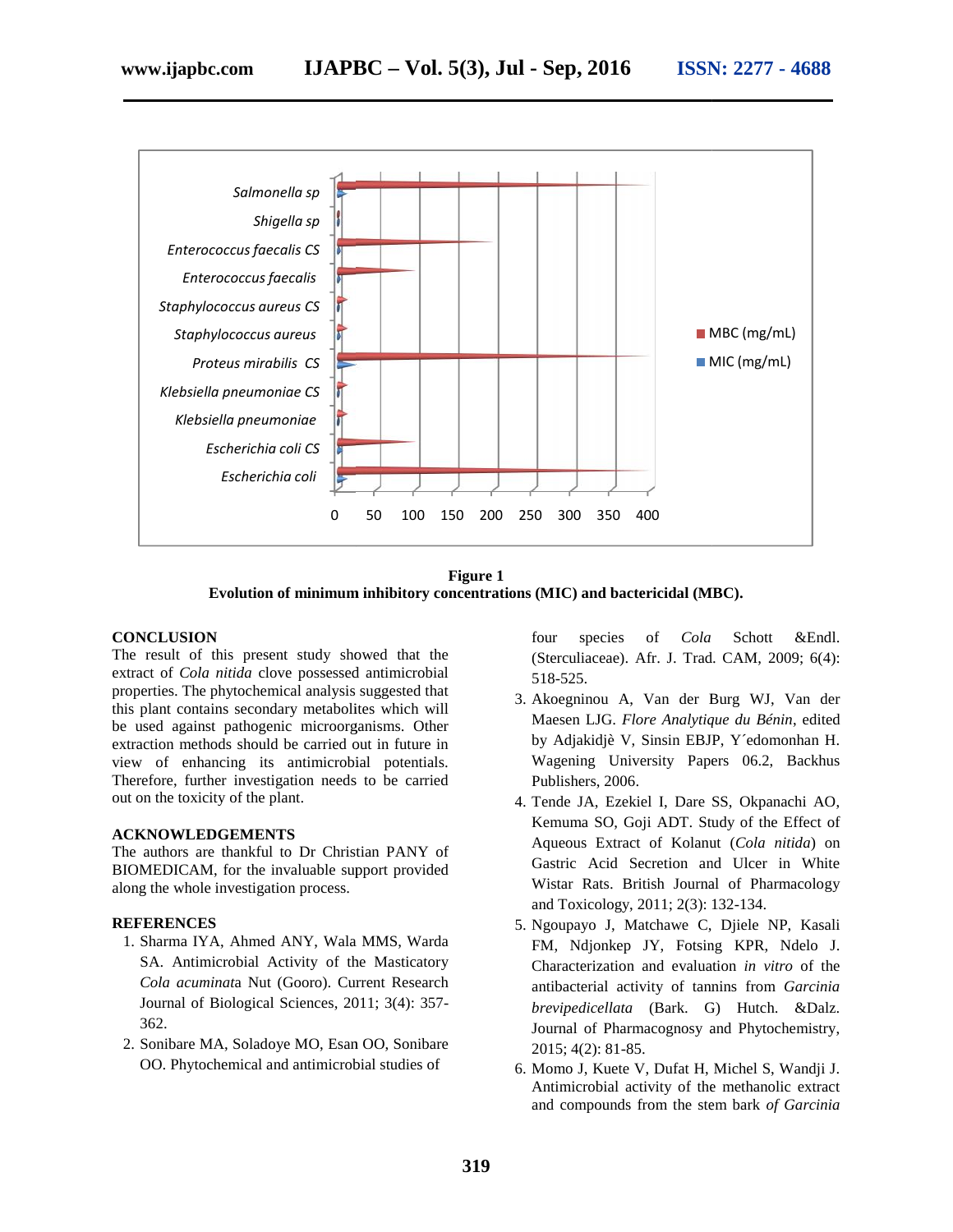**Figure 1**
**Evolution of minimum inhibitory concentrations (MIC) and bactericidal (MBC).**

## CONCLUSION

The result of this present study showed that the extract of *Cola nitida* clove possessed antimicrobial properties. The phytochemical analysis suggested that this plant contains secondary metabolites which will be used against pathogenic microorganisms. Other extraction methods should be carried out in future in view of enhancing its antimicrobial potentials. Therefore, further investigation needs to be carried out on the toxicity of the plant.

## ACKNOWLEDGEMENTS

The authors are thankful to Dr Christian PANY of BIOMEDICAM, for the invaluable support provided along the whole investigation process.

## REFERENCES

1. Sharma IYA, Ahmed ANY, Wala MMS, Warda SA. Antimicrobial Activity of the Masticatory *Cola acuminat*a Nut (Gooro). Current Research Journal of Biological Sciences, 2011; 3(4): 357-362.
2. Sonibare MA, Soladoye MO, Esan OO, Sonibare OO. Phytochemical and antimicrobial studies of four species of *Cola* Schott &Endl. (Sterculiaceae). Afr. J. Trad. CAM, 2009; 6(4): 518-525.
3. Akoegninou A, Van der Burg WJ, Van der Maesen LJG. *Flore Analytique du Bénin*, edited by Adjakidjè V, Sinsin EBJP, Y´edomonhan H. Wagening University Papers 06.2, Backhus Publishers, 2006.
4. Tende JA, Ezekiel I, Dare SS, Okpanachi AO, Kemuma SO, Goji ADT. Study of the Effect of Aqueous Extract of Kolanut (*Cola nitida*) on Gastric Acid Secretion and Ulcer in White Wistar Rats. British Journal of Pharmacology and Toxicology, 2011; 2(3): 132-134.
5. Ngoupayo J, Matchawe C, Djiele NP, Kasali FM, Ndjonkep JY, Fotsing KPR, Ndelo J. Characterization and evaluation *in vitro* of the antibacterial activity of tannins from *Garcinia brevipedicellata* (Bark. G) Hutch. &Dalz. Journal of Pharmacognosy and Phytochemistry, 2015; 4(2): 81-85.
6. Momo J, Kuete V, Dufat H, Michel S, Wandji J. Antimicrobial activity of the methanolic extract and compounds from the stem bark *of Garcinia*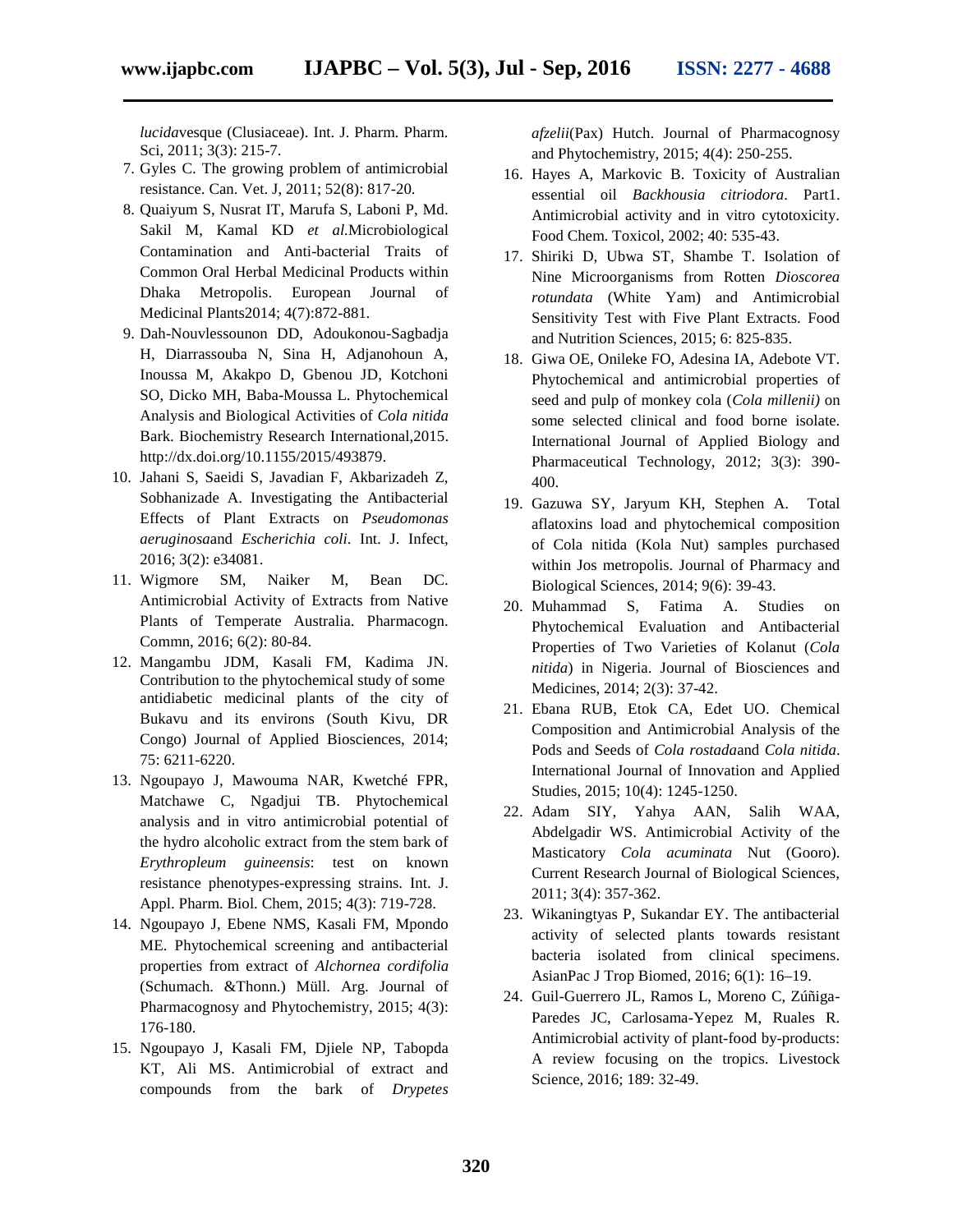*lucida*vesque (Clusiaceae). Int. J. Pharm. Pharm. Sci, 2011; 3(3): 215-7.

7. Gyles C. The growing problem of antimicrobial resistance. Can. Vet. J, 2011; 52(8): 817-20.
8. Quaiyum S, Nusrat IT, Marufa S, Laboni P, Md. Sakil M, Kamal KD *et al.*Microbiological Contamination and Anti-bacterial Traits of Common Oral Herbal Medicinal Products within Dhaka Metropolis. European Journal of Medicinal Plants2014; 4(7):872-881.
9. Dah-Nouvlessounon DD, Adoukonou-Sagbadja H, Diarrassouba N, Sina H, Adjanohoun A, Inoussa M, Akakpo D, Gbenou JD, Kotchoni SO, Dicko MH, Baba-Moussa L. Phytochemical Analysis and Biological Activities of *Cola nitida* Bark. Biochemistry Research International,2015. http://dx.doi.org/10.1155/2015/493879.
10. Jahani S, Saeidi S, Javadian F, Akbarizadeh Z, Sobhanizade A. Investigating the Antibacterial Effects of Plant Extracts on *Pseudomonas aeruginosa*and *Escherichia coli*. Int. J. Infect, 2016; 3(2): e34081.
11. Wigmore SM, Naiker M, Bean DC. Antimicrobial Activity of Extracts from Native Plants of Temperate Australia. Pharmacogn. Commn, 2016; 6(2): 80-84.
12. Mangambu JDM, Kasali FM, Kadima JN. Contribution to the phytochemical study of some antidiabetic medicinal plants of the city of Bukavu and its environs (South Kivu, DR Congo) Journal of Applied Biosciences, 2014; 75: 6211-6220.
13. Ngoupayo J, Mawouma NAR, Kwetché FPR, Matchawe C, Ngadjui TB. Phytochemical analysis and in vitro antimicrobial potential of the hydro alcoholic extract from the stem bark of *Erythropleum guineensis*: test on known resistance phenotypes-expressing strains. Int. J. Appl. Pharm. Biol. Chem, 2015; 4(3): 719-728.
14. Ngoupayo J, Ebene NMS, Kasali FM, Mpondo ME. Phytochemical screening and antibacterial properties from extract of *Alchornea cordifolia* (Schumach. &Thonn.) Müll. Arg. Journal of Pharmacognosy and Phytochemistry, 2015; 4(3): 176-180.
15. Ngoupayo J, Kasali FM, Djiele NP, Tabopda KT, Ali MS. Antimicrobial of extract and compounds from the bark of *Drypetes afzelii*(Pax) Hutch. Journal of Pharmacognosy and Phytochemistry, 2015; 4(4): 250-255.
16. Hayes A, Markovic B. Toxicity of Australian essential oil *Backhousia citriodora*. Part1. Antimicrobial activity and in vitro cytotoxicity. Food Chem. Toxicol, 2002; 40: 535-43.
17. Shiriki D, Ubwa ST, Shambe T. Isolation of Nine Microorganisms from Rotten *Dioscorea rotundata* (White Yam) and Antimicrobial Sensitivity Test with Five Plant Extracts. Food and Nutrition Sciences, 2015; 6: 825-835.
18. Giwa OE, Onileke FO, Adesina IA, Adebote VT. Phytochemical and antimicrobial properties of seed and pulp of monkey cola (*Cola millenii)* on some selected clinical and food borne isolate. International Journal of Applied Biology and Pharmaceutical Technology, 2012; 3(3): 390-400.
19. Gazuwa SY, Jaryum KH, Stephen A. Total aflatoxins load and phytochemical composition of Cola nitida (Kola Nut) samples purchased within Jos metropolis. Journal of Pharmacy and Biological Sciences, 2014; 9(6): 39-43.
20. Muhammad S, Fatima A. Studies on Phytochemical Evaluation and Antibacterial Properties of Two Varieties of Kolanut (*Cola nitida*) in Nigeria. Journal of Biosciences and Medicines, 2014; 2(3): 37-42.
21. Ebana RUB, Etok CA, Edet UO. Chemical Composition and Antimicrobial Analysis of the Pods and Seeds of *Cola rostada*and *Cola nitida*. International Journal of Innovation and Applied Studies, 2015; 10(4): 1245-1250.
22. Adam SIY, Yahya AAN, Salih WAA, Abdelgadir WS. Antimicrobial Activity of the Masticatory *Cola acuminata* Nut (Gooro). Current Research Journal of Biological Sciences, 2011; 3(4): 357-362.
23. Wikaningtyas P, Sukandar EY. The antibacterial activity of selected plants towards resistant bacteria isolated from clinical specimens. AsianPac J Trop Biomed, 2016; 6(1): 16–19.
24. Guil-Guerrero JL, Ramos L, Moreno C, Zúñiga-Paredes JC, Carlosama-Yepez M, Ruales R. Antimicrobial activity of plant-food by-products: A review focusing on the tropics. Livestock Science, 2016; 189: 32-49.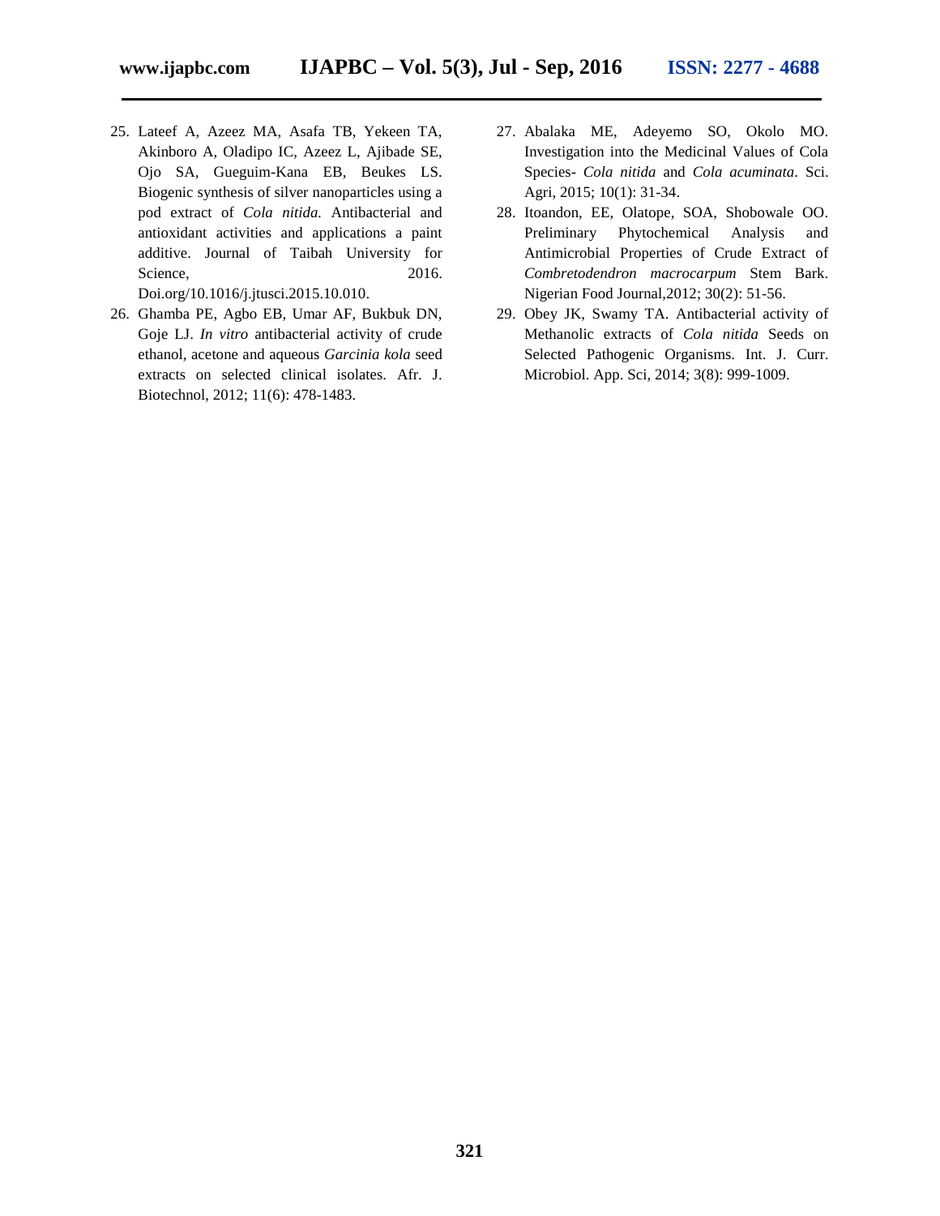25. Lateef A, Azeez MA, Asafa TB, Yekeen TA, Akinboro A, Oladipo IC, Azeez L, Ajibade SE, Ojo SA, Gueguim-Kana EB, Beukes LS. Biogenic synthesis of silver nanoparticles using a pod extract of *Cola nitida.* Antibacterial and antioxidant activities and applications a paint additive. Journal of Taibah University for Science, 2016. Doi.org/10.1016/j.jtusci.2015.10.010.
26. Ghamba PE, Agbo EB, Umar AF, Bukbuk DN, Goje LJ. *In vitro* antibacterial activity of crude ethanol, acetone and aqueous *Garcinia kola* seed extracts on selected clinical isolates. Afr. J. Biotechnol, 2012; 11(6): 478-1483.
27. Abalaka ME, Adeyemo SO, Okolo MO. Investigation into the Medicinal Values of Cola Species- *Cola nitida* and *Cola acuminata*. Sci. Agri, 2015; 10(1): 31-34.
28. Itoandon, EE, Olatope, SOA, Shobowale OO. Preliminary Phytochemical Analysis and Antimicrobial Properties of Crude Extract of *Combretodendron macrocarpum* Stem Bark. Nigerian Food Journal,2012; 30(2): 51-56.
29. Obey JK, Swamy TA. Antibacterial activity of Methanolic extracts of *Cola nitida* Seeds on Selected Pathogenic Organisms. Int. J. Curr. Microbiol. App. Sci, 2014; 3(8): 999-1009.